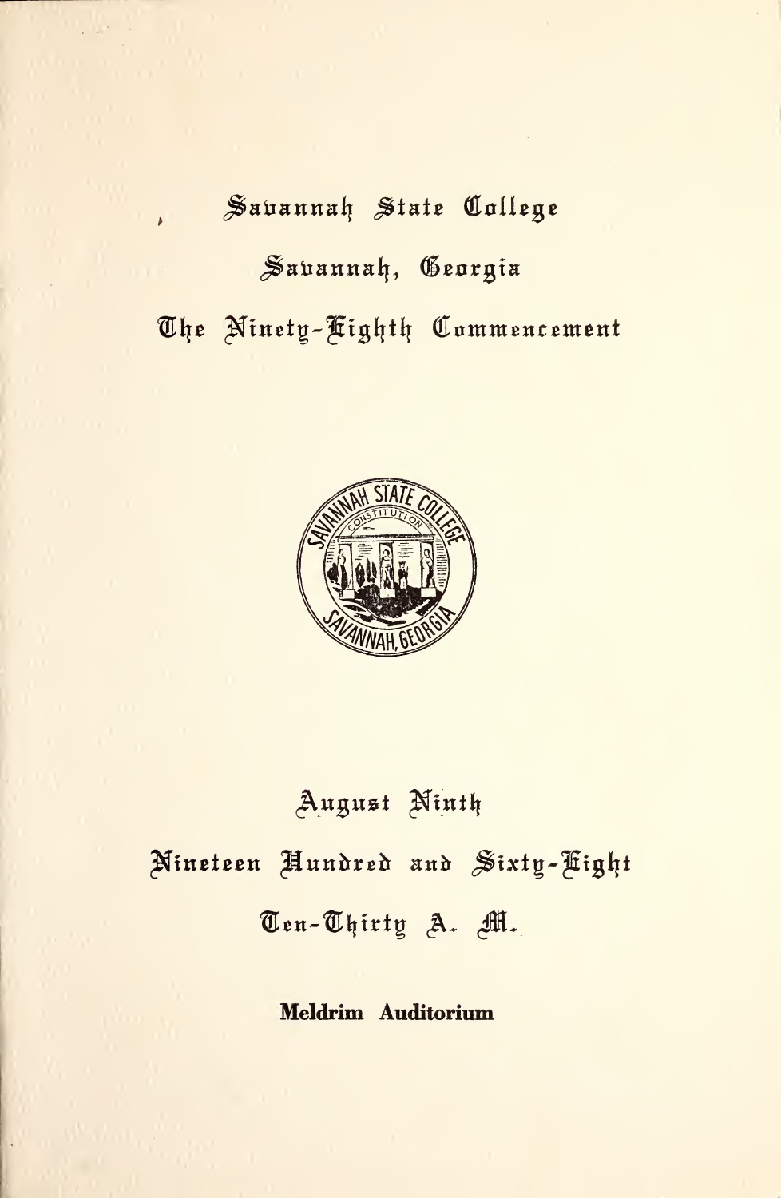# Savannah State College

## Savannah, Georgia

## The Ninety-Eighth Commencement

August Ninth

Nineteen Hundred and Sixty-Eight

Ten-Thirty A. M.

**Meldrim Auditorium**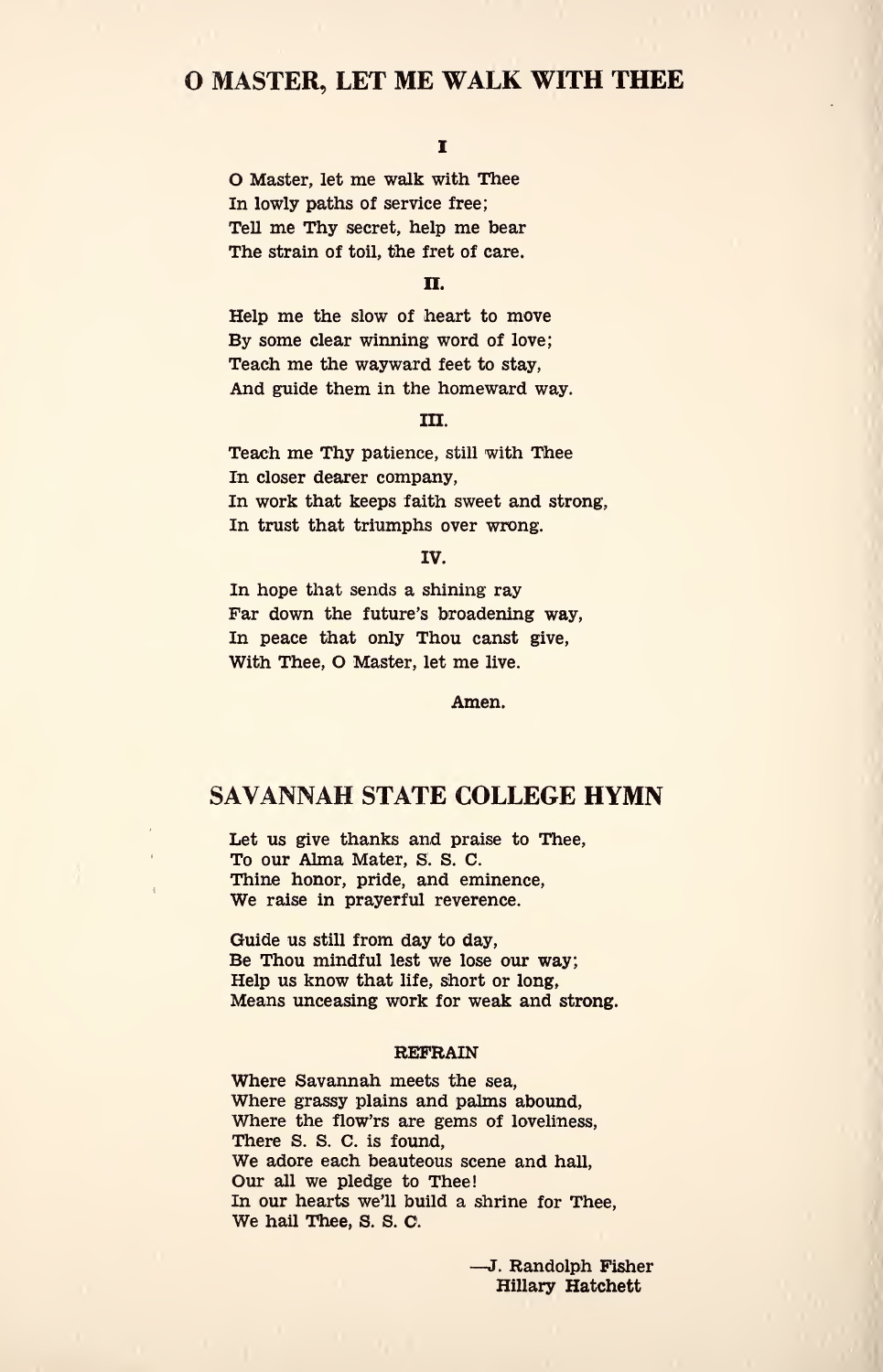## O MASTER, LET ME WALK WITH THEE

I

O Master, let me walk with Thee  
In lowly paths of service free;  
Tell me Thy secret, help me bear  
The strain of toil, the fret of care.

II.

Help me the slow of heart to move  
By some clear winning word of love;  
Teach me the wayward feet to stay,  
And guide them in the homeward way.

III.

Teach me Thy patience, still with Thee  
In closer dearer company,  
In work that keeps faith sweet and strong,  
In trust that triumphs over wrong.

IV.

In hope that sends a shining ray  
Far down the future's broadening way,  
In peace that only Thou canst give,  
With Thee, O Master, let me live.

Amen.

## SAVANNAH STATE COLLEGE HYMN

Let us give thanks and praise to Thee,  
To our Alma Mater, S. S. C.  
Thine honor, pride, and eminence,  
We raise in prayerful reverence.

Guide us still from day to day,  
Be Thou mindful lest we lose our way;  
Help us know that life, short or long,  
Means unceasing work for weak and strong.

REFRAIN

Where Savannah meets the sea,  
Where grassy plains and palms abound,  
Where the flow'rs are gems of loveliness,  
There S. S. C. is found,  
We adore each beauteous scene and hall,  
Our all we pledge to Thee!  
In our hearts we'll build a shrine for Thee,  
We hail Thee, S. S. C.

—J. Randolph Fisher  
Hillary Hatchett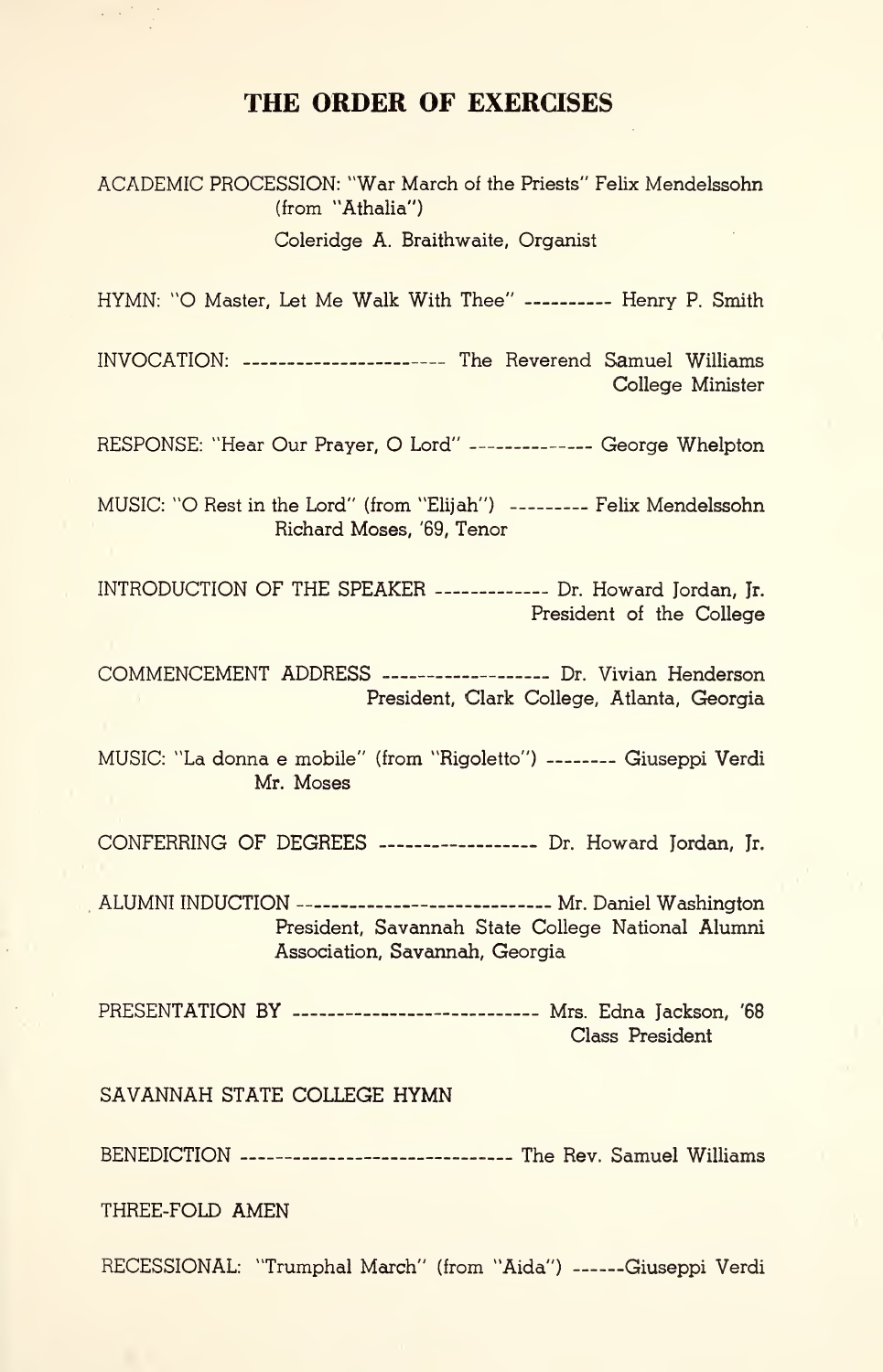## THE ORDER OF EXERCISES

ACADEMIC PROCESSION: "War March of the Priests" Felix Mendelssohn (from "Athalia")
Coleridge A. Braithwaite, Organist

HYMN: "O Master, Let Me Walk With Thee" ---------- Henry P. Smith

INVOCATION: ---------------------- The Reverend Samuel Williams
College Minister

RESPONSE: "Hear Our Prayer, O Lord" -------------- George Whelpton

MUSIC: "O Rest in the Lord" (from "Elijah") --------- Felix Mendelssohn
Richard Moses, '69, Tenor

INTRODUCTION OF THE SPEAKER ------------- Dr. Howard Jordan, Jr.
President of the College

COMMENCEMENT ADDRESS ------------------- Dr. Vivian Henderson
President, Clark College, Atlanta, Georgia

MUSIC: "La donna e mobile" (from "Rigoletto") -------- Giuseppi Verdi
Mr. Moses

CONFERRING OF DEGREES ------------------ Dr. Howard Jordan, Jr.

ALUMNI INDUCTION ---------------------------- Mr. Daniel Washington
President, Savannah State College National Alumni Association, Savannah, Georgia

PRESENTATION BY ---------------------------- Mrs. Edna Jackson, '68
Class President

SAVANNAH STATE COLLEGE HYMN

BENEDICTION ------------------------------ The Rev. Samuel Williams

THREE-FOLD AMEN

RECESSIONAL: "Trumphal March" (from "Aida") ------Giuseppi Verdi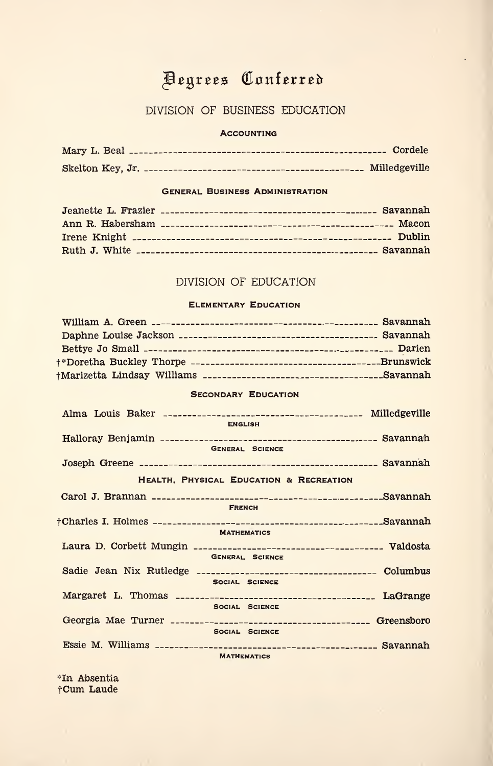# Degrees Conferred

## DIVISION OF BUSINESS EDUCATION

### Accounting

Mary L. Beal — Cordele

Skelton Key, Jr. — Milledgeville

### General Business Administration

Jeanette L. Frazier — Savannah
Ann R. Habersham — Macon
Irene Knight — Dublin
Ruth J. White — Savannah

## DIVISION OF EDUCATION

### Elementary Education

William A. Green — Savannah
Daphne Louise Jackson — Savannah
Bettye Jo Small — Darien
†*Doretha Buckley Thorpe — Brunswick
†Marizetta Lindsay Williams — Savannah

### Secondary Education

Alma Louis Baker — Milledgeville
English

Halloray Benjamin — Savannah
General Science

Joseph Greene — Savannah
Health, Physical Education & Recreation

Carol J. Brannan — Savannah
French

†Charles I. Holmes — Savannah
Mathematics

Laura D. Corbett Mungin — Valdosta
General Science

Sadie Jean Nix Rutledge — Columbus
Social Science

Margaret L. Thomas — LaGrange
Social Science

Georgia Mae Turner — Greensboro
Social Science

Essie M. Williams — Savannah
Mathematics

*In Absentia
†Cum Laude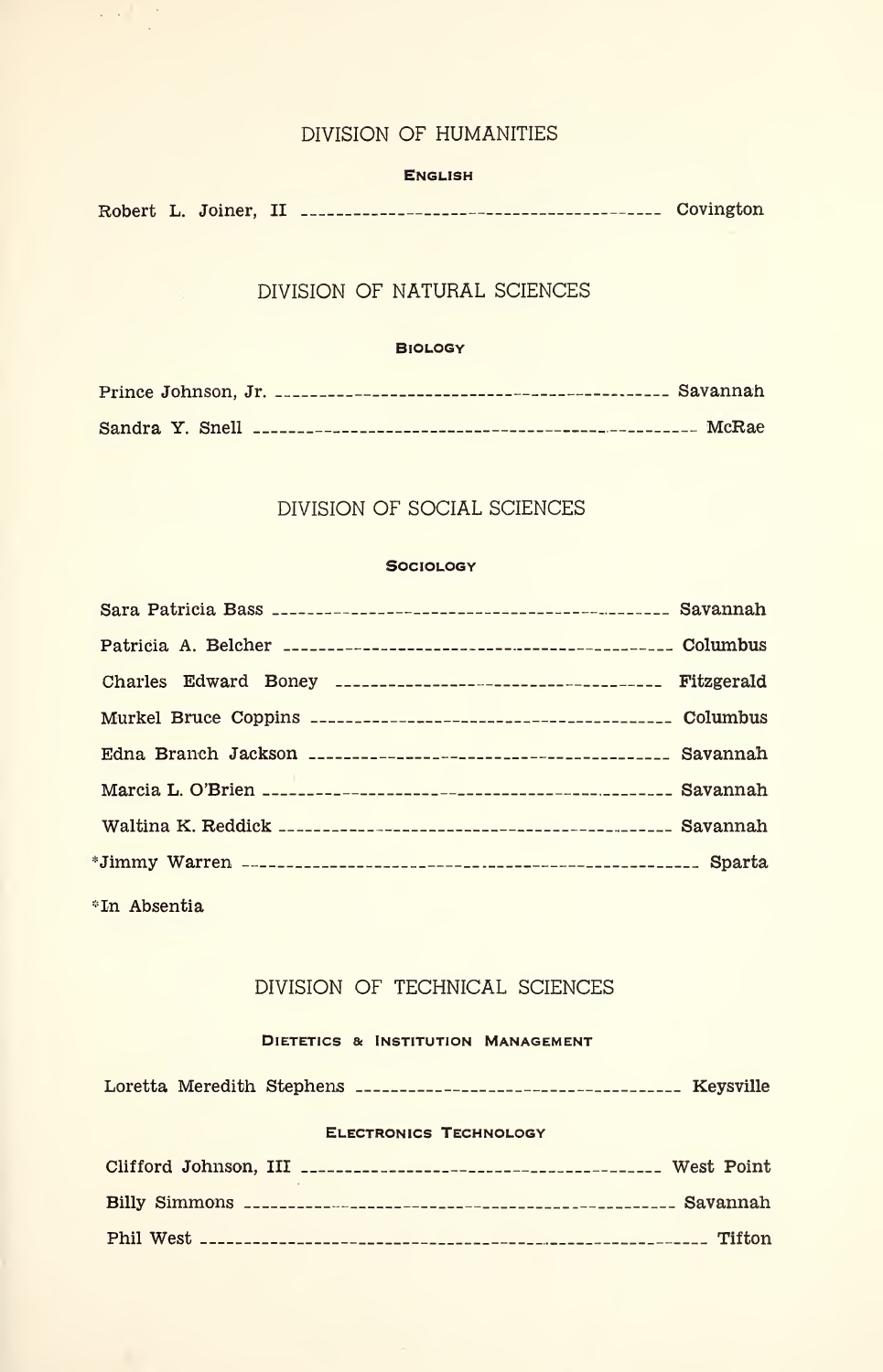## DIVISION OF HUMANITIES

### English

Robert L. Joiner, II ---------------------------------------- Covington

## DIVISION OF NATURAL SCIENCES

### Biology

Prince Johnson, Jr. ---------------------------------------- Savannah

Sandra Y. Snell ---------------------------------------- McRae

## DIVISION OF SOCIAL SCIENCES

### Sociology

Sara Patricia Bass ---------------------------------------- Savannah

Patricia A. Belcher ---------------------------------------- Columbus

Charles Edward Boney ---------------------------------------- Fitzgerald

Murkel Bruce Coppins ---------------------------------------- Columbus

Edna Branch Jackson ---------------------------------------- Savannah

Marcia L. O'Brien ---------------------------------------- Savannah

Waltina K. Reddick ---------------------------------------- Savannah

*Jimmy Warren ---------------------------------------- Sparta

*In Absentia

## DIVISION OF TECHNICAL SCIENCES

### Dietetics & Institution Management

Loretta Meredith Stephens ---------------------------------------- Keysville

### Electronics Technology

Clifford Johnson, III ---------------------------------------- West Point

Billy Simmons ---------------------------------------- Savannah

Phil West ---------------------------------------- Tifton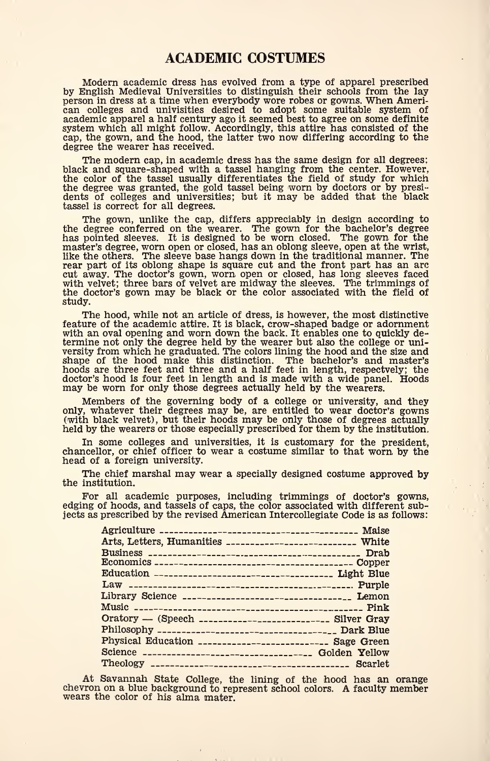# ACADEMIC COSTUMES

Modern academic dress has evolved from a type of apparel prescribed by English Medieval Universities to distinguish their schools from the lay person in dress at a time when everybody wore robes or gowns. When American colleges and univisities desired to adopt some suitable system of academic apparel a half century ago it seemed best to agree on some definite system which all might follow. Accordingly, this attire has consisted of the cap, the gown, and the hood, the latter two now differing according to the degree the wearer has received.

The modern cap, in academic dress has the same design for all degrees: black and square-shaped with a tassel hanging from the center. However, the color of the tassel usually differentiates the field of study for which the degree was granted, the gold tassel being worn by doctors or by presidents of colleges and universities; but it may be added that the black tassel is correct for all degrees.

The gown, unlike the cap, differs appreciably in design according to the degree conferred on the wearer. The gown for the bachelor's degree has pointed sleeves. It is designed to be worn closed. The gown for the master's degree, worn open or closed, has an oblong sleeve, open at the wrist, like the others. The sleeve base hangs down in the traditional manner. The rear part of its oblong shape is square cut and the front part has an arc cut away. The doctor's gown, worn open or closed, has long sleeves faced with velvet; three bars of velvet are midway the sleeves. The trimmings of the doctor's gown may be black or the color associated with the field of study.

The hood, while not an article of dress, is however, the most distinctive feature of the academic attire. It is black, crow-shaped badge or adornment with an oval opening and worn down the back. It enables one to quickly determine not only the degree held by the wearer but also the college or university from which he graduated. The colors lining the hood and the size and shape of the hood make this distinction. The bachelor's and master's hoods are three feet and three and a half feet in length, respectvely; the doctor's hood is four feet in length and is made with a wide panel. Hoods may be worn for only those degrees actually held by the wearers.

Members of the governing body of a college or university, and they only, whatever their degrees may be, are entitled to wear doctor's gowns (with black velvet), but their hoods may be only those of degrees actually held by the wearers or those especially prescribed for them by the institution.

In some colleges and universities, it is customary for the president, chancellor, or chief officer to wear a costume similar to that worn by the head of a foreign university.

The chief marshal may wear a specially designed costume approved by the institution.

For all academic purposes, including trimmings of doctor's gowns, edging of hoods, and tassels of caps, the color associated with different subjects as prescribed by the revised American Intercollegiate Code is as follows:

| Subject | Color |
|---|---|
| Agriculture | Maise |
| Arts, Letters, Humanities | White |
| Business | Drab |
| Economics | Copper |
| Education | Light Blue |
| Law | Purple |
| Library Science | Lemon |
| Music | Pink |
| Oratory — (Speech | Silver Gray |
| Philosophy | Dark Blue |
| Physical Education | Sage Green |
| Science | Golden Yellow |
| Theology | Scarlet |

At Savannah State College, the lining of the hood has an orange chevron on a blue background to represent school colors. A faculty member wears the color of his alma mater.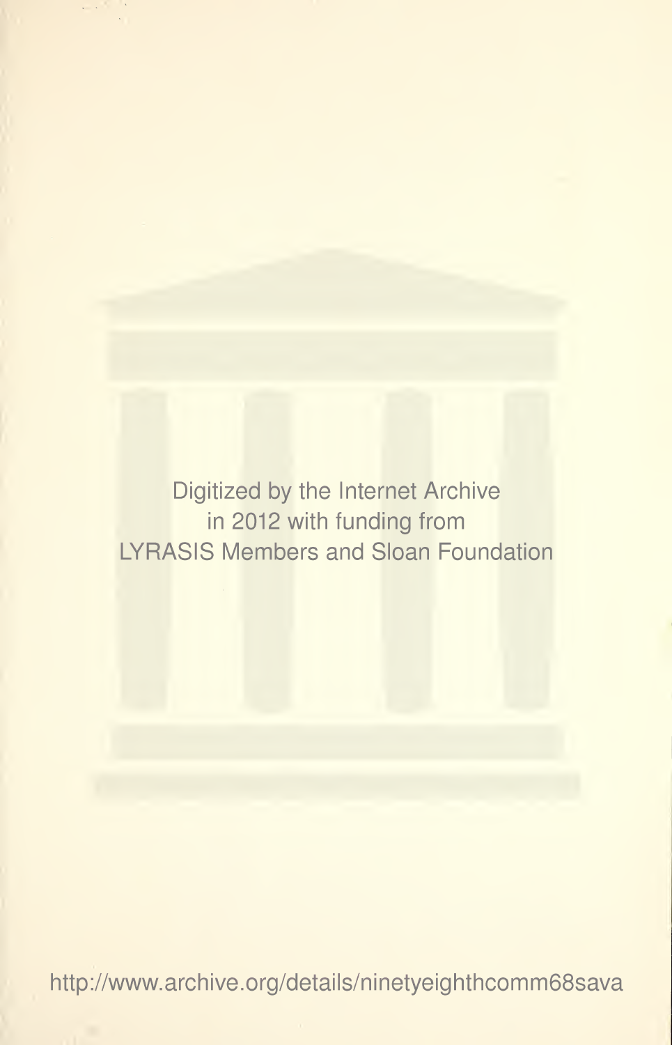Digitized by the Internet Archive
in 2012 with funding from
LYRASIS Members and Sloan Foundation

http://www.archive.org/details/ninetyeighthcomm68sava